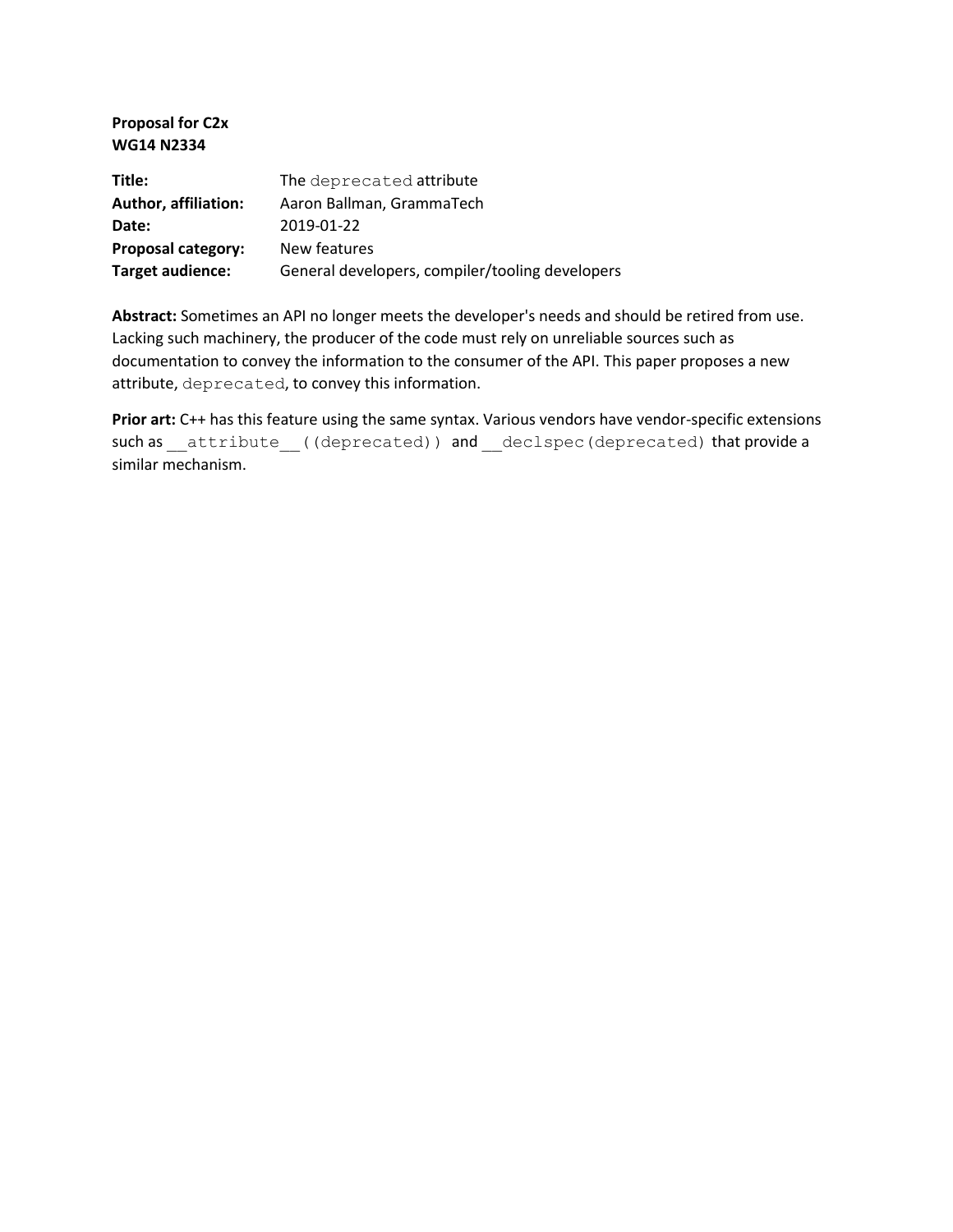**Proposal for C2x**
**WG14 N2334**

| | |
|---|---|
| **Title:** | The `deprecated` attribute |
| **Author, affiliation:** | Aaron Ballman, GrammaTech |
| **Date:** | 2019-01-22 |
| **Proposal category:** | New features |
| **Target audience:** | General developers, compiler/tooling developers |

**Abstract:** Sometimes an API no longer meets the developer's needs and should be retired from use. Lacking such machinery, the producer of the code must rely on unreliable sources such as documentation to convey the information to the consumer of the API. This paper proposes a new attribute, `deprecated`, to convey this information.

**Prior art:** C++ has this feature using the same syntax. Various vendors have vendor-specific extensions such as `__attribute__((deprecated))` and `__declspec(deprecated)` that provide a similar mechanism.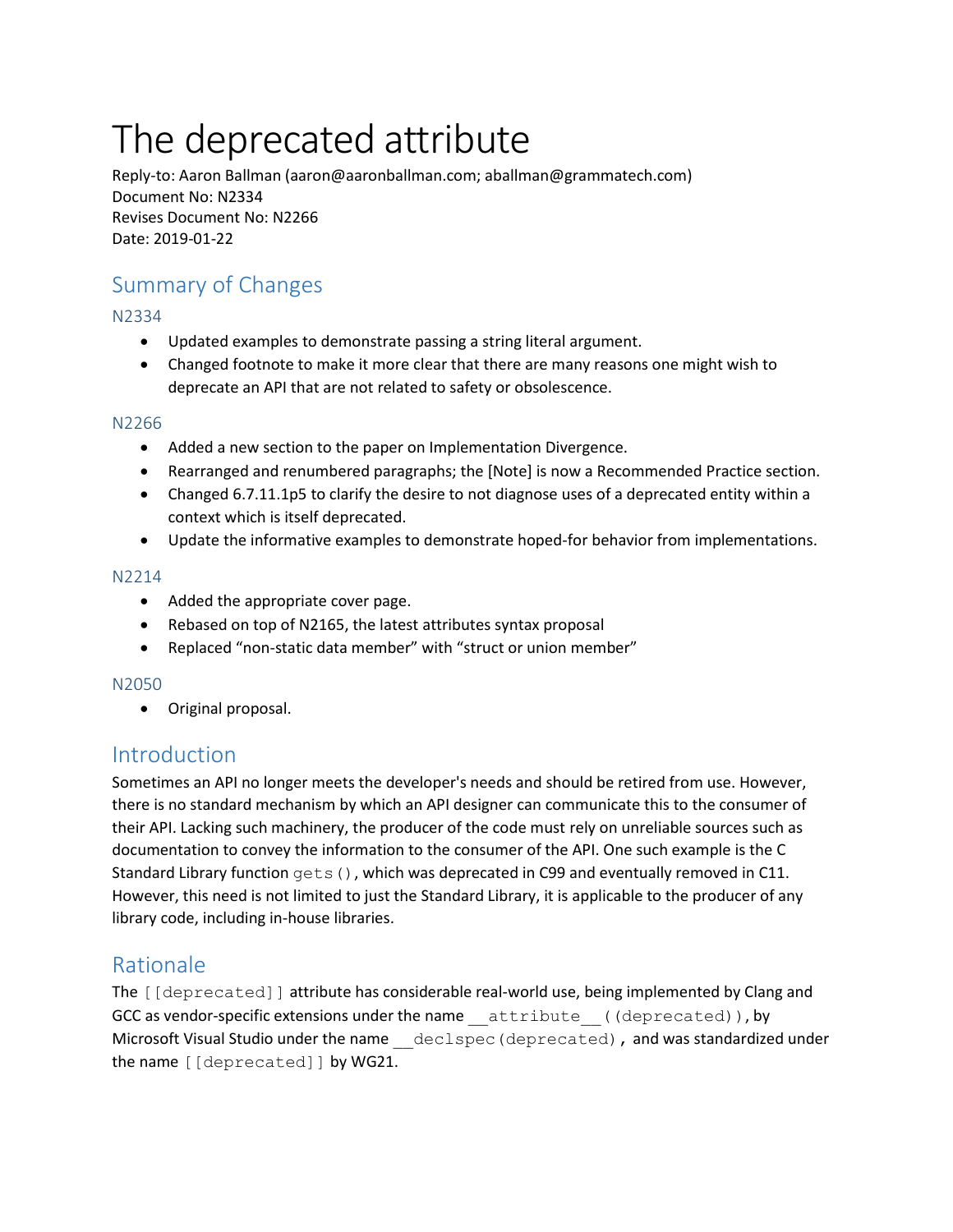# The deprecated attribute

Reply-to: Aaron Ballman (aaron@aaronballman.com; aballman@grammatech.com)
Document No: N2334
Revises Document No: N2266
Date: 2019-01-22

## Summary of Changes

### N2334

- Updated examples to demonstrate passing a string literal argument.
- Changed footnote to make it more clear that there are many reasons one might wish to deprecate an API that are not related to safety or obsolescence.

### N2266

- Added a new section to the paper on Implementation Divergence.
- Rearranged and renumbered paragraphs; the [Note] is now a Recommended Practice section.
- Changed 6.7.11.1p5 to clarify the desire to not diagnose uses of a deprecated entity within a context which is itself deprecated.
- Update the informative examples to demonstrate hoped-for behavior from implementations.

### N2214

- Added the appropriate cover page.
- Rebased on top of N2165, the latest attributes syntax proposal
- Replaced “non-static data member” with “struct or union member”

### N2050

- Original proposal.

## Introduction

Sometimes an API no longer meets the developer's needs and should be retired from use. However, there is no standard mechanism by which an API designer can communicate this to the consumer of their API. Lacking such machinery, the producer of the code must rely on unreliable sources such as documentation to convey the information to the consumer of the API. One such example is the C Standard Library function `gets()`, which was deprecated in C99 and eventually removed in C11. However, this need is not limited to just the Standard Library, it is applicable to the producer of any library code, including in-house libraries.

## Rationale

The `[[deprecated]]` attribute has considerable real-world use, being implemented by Clang and GCC as vendor-specific extensions under the name `__attribute__((deprecated))`, by Microsoft Visual Studio under the name `__declspec(deprecated)`, and was standardized under the name `[[deprecated]]` by WG21.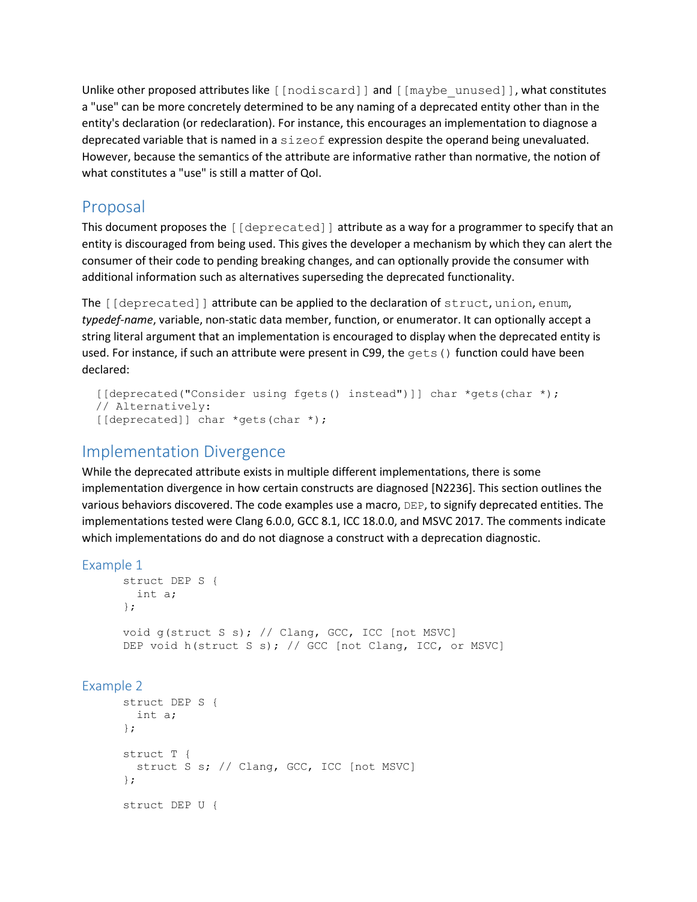Unlike other proposed attributes like `[[nodiscard]]` and `[[maybe_unused]]`, what constitutes a "use" can be more concretely determined to be any naming of a deprecated entity other than in the entity's declaration (or redeclaration). For instance, this encourages an implementation to diagnose a deprecated variable that is named in a `sizeof` expression despite the operand being unevaluated. However, because the semantics of the attribute are informative rather than normative, the notion of what constitutes a "use" is still a matter of QoI.

## Proposal

This document proposes the `[[deprecated]]` attribute as a way for a programmer to specify that an entity is discouraged from being used. This gives the developer a mechanism by which they can alert the consumer of their code to pending breaking changes, and can optionally provide the consumer with additional information such as alternatives superseding the deprecated functionality.

The `[[deprecated]]` attribute can be applied to the declaration of `struct`, `union`, `enum`, *typedef-name*, variable, non-static data member, function, or enumerator. It can optionally accept a string literal argument that an implementation is encouraged to display when the deprecated entity is used. For instance, if such an attribute were present in C99, the `gets()` function could have been declared:

```
[[deprecated("Consider using fgets() instead")]] char *gets(char *);
// Alternatively:
[[deprecated]] char *gets(char *);
```

## Implementation Divergence

While the deprecated attribute exists in multiple different implementations, there is some implementation divergence in how certain constructs are diagnosed [N2236]. This section outlines the various behaviors discovered. The code examples use a macro, `DEP`, to signify deprecated entities. The implementations tested were Clang 6.0.0, GCC 8.1, ICC 18.0.0, and MSVC 2017. The comments indicate which implementations do and do not diagnose a construct with a deprecation diagnostic.

### Example 1

```
struct DEP S {
  int a;
};

void g(struct S s); // Clang, GCC, ICC [not MSVC]
DEP void h(struct S s); // GCC [not Clang, ICC, or MSVC]
```

### Example 2

```
struct DEP S {
  int a;
};

struct T {
  struct S s; // Clang, GCC, ICC [not MSVC]
};

struct DEP U {
```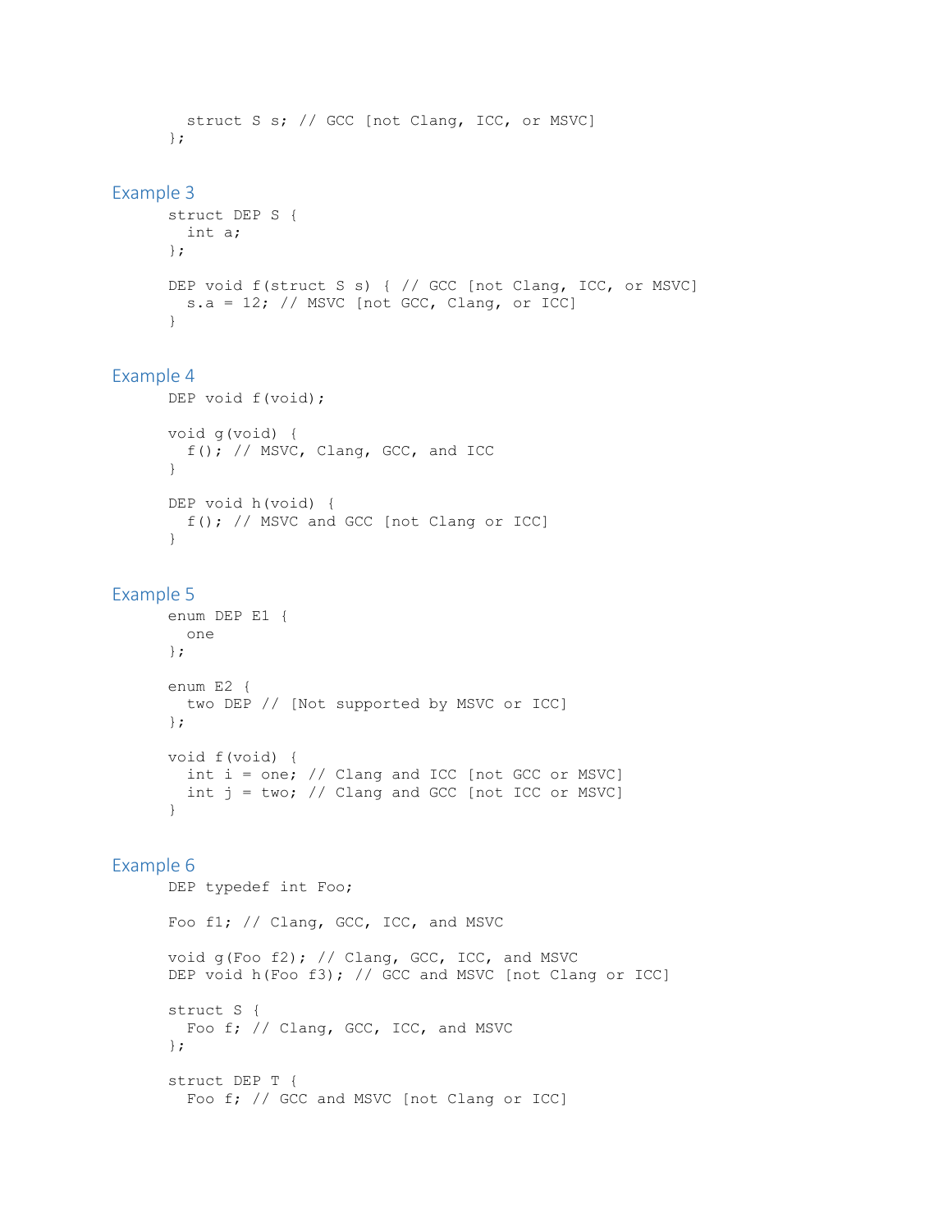```
  struct S s; // GCC [not Clang, ICC, or MSVC]
};
```

### Example 3

```
struct DEP S {
  int a;
};

DEP void f(struct S s) { // GCC [not Clang, ICC, or MSVC]
  s.a = 12; // MSVC [not GCC, Clang, or ICC]
}
```

### Example 4

```
DEP void f(void);

void g(void) {
  f(); // MSVC, Clang, GCC, and ICC
}

DEP void h(void) {
  f(); // MSVC and GCC [not Clang or ICC]
}
```

### Example 5

```
enum DEP E1 {
  one
};

enum E2 {
  two DEP // [Not supported by MSVC or ICC]
};

void f(void) {
  int i = one; // Clang and ICC [not GCC or MSVC]
  int j = two; // Clang and GCC [not ICC or MSVC]
}
```

### Example 6

```
DEP typedef int Foo;

Foo f1; // Clang, GCC, ICC, and MSVC

void g(Foo f2); // Clang, GCC, ICC, and MSVC
DEP void h(Foo f3); // GCC and MSVC [not Clang or ICC]

struct S {
  Foo f; // Clang, GCC, ICC, and MSVC
};

struct DEP T {
  Foo f; // GCC and MSVC [not Clang or ICC]
```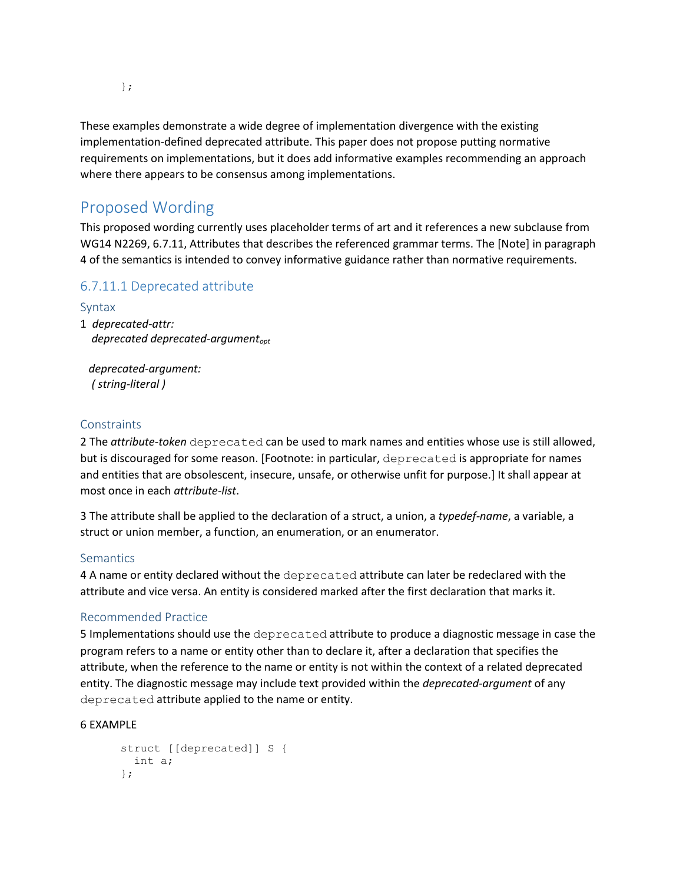```
};
```

These examples demonstrate a wide degree of implementation divergence with the existing implementation-defined deprecated attribute. This paper does not propose putting normative requirements on implementations, but it does add informative examples recommending an approach where there appears to be consensus among implementations.

# Proposed Wording

This proposed wording currently uses placeholder terms of art and it references a new subclause from WG14 N2269, 6.7.11, Attributes that describes the referenced grammar terms. The [Note] in paragraph 4 of the semantics is intended to convey informative guidance rather than normative requirements.

## 6.7.11.1 Deprecated attribute

### Syntax

1 *deprecated-attr:*
  *deprecated deprecated-argument*$_{opt}$

  *deprecated-argument:*
  *( string-literal )*

### Constraints

2 The *attribute-token* `deprecated` can be used to mark names and entities whose use is still allowed, but is discouraged for some reason. [Footnote: in particular, `deprecated` is appropriate for names and entities that are obsolescent, insecure, unsafe, or otherwise unfit for purpose.] It shall appear at most once in each *attribute-list*.

3 The attribute shall be applied to the declaration of a struct, a union, a *typedef-name*, a variable, a struct or union member, a function, an enumeration, or an enumerator.

### Semantics

4 A name or entity declared without the `deprecated` attribute can later be redeclared with the attribute and vice versa. An entity is considered marked after the first declaration that marks it.

### Recommended Practice

5 Implementations should use the `deprecated` attribute to produce a diagnostic message in case the program refers to a name or entity other than to declare it, after a declaration that specifies the attribute, when the reference to the name or entity is not within the context of a related deprecated entity. The diagnostic message may include text provided within the *deprecated-argument* of any `deprecated` attribute applied to the name or entity.

6 EXAMPLE

```
struct [[deprecated]] S {
  int a;
};
```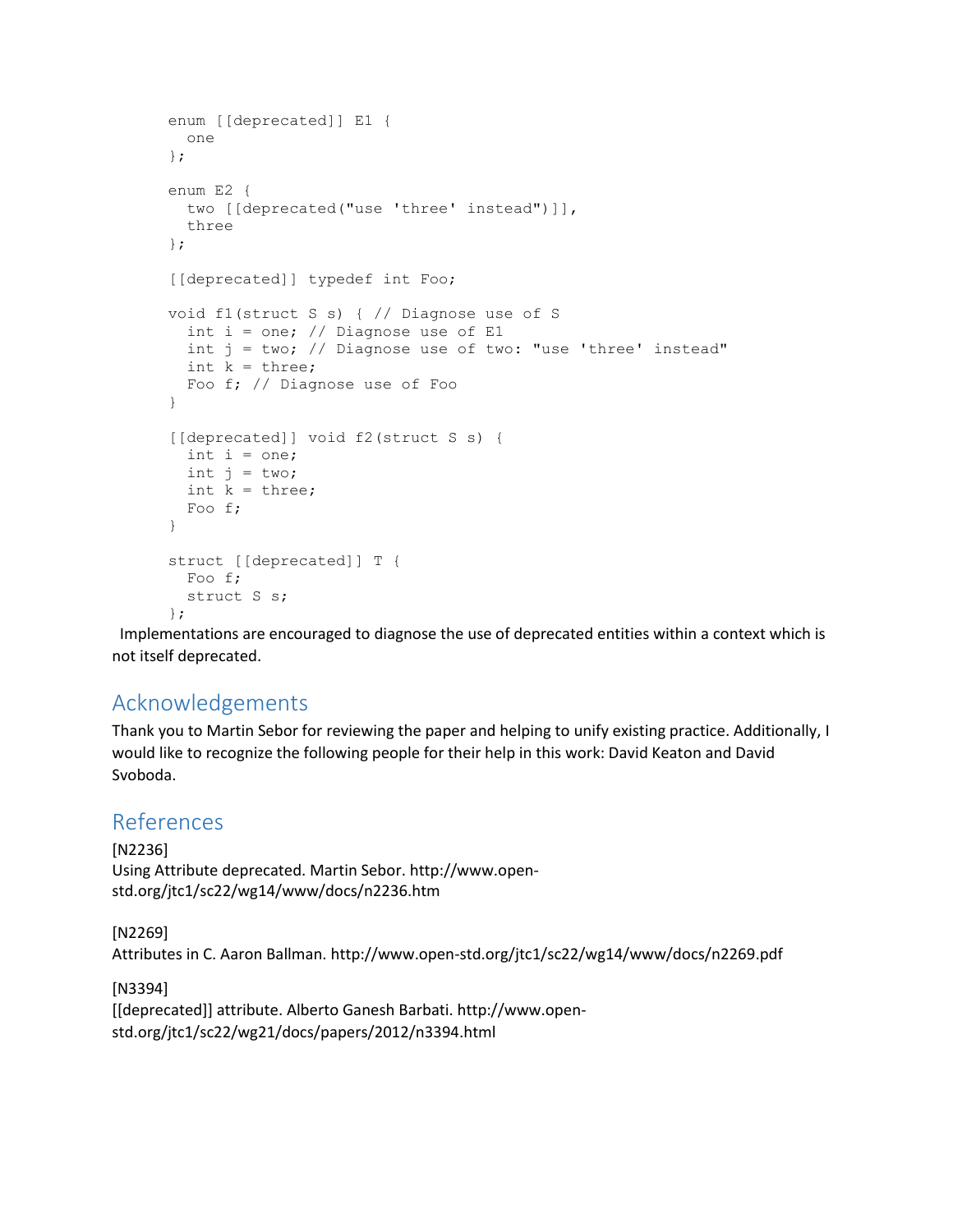```
enum [[deprecated]] E1 {
  one
};

enum E2 {
  two [[deprecated("use 'three' instead")]],
  three
};

[[deprecated]] typedef int Foo;

void f1(struct S s) { // Diagnose use of S
  int i = one; // Diagnose use of E1
  int j = two; // Diagnose use of two: "use 'three' instead"
  int k = three;
  Foo f; // Diagnose use of Foo
}

[[deprecated]] void f2(struct S s) {
  int i = one;
  int j = two;
  int k = three;
  Foo f;
}

struct [[deprecated]] T {
  Foo f;
  struct S s;
};
```

Implementations are encouraged to diagnose the use of deprecated entities within a context which is not itself deprecated.

## Acknowledgements

Thank you to Martin Sebor for reviewing the paper and helping to unify existing practice. Additionally, I would like to recognize the following people for their help in this work: David Keaton and David Svoboda.

## References

[N2236]
Using Attribute deprecated. Martin Sebor. http://www.open-std.org/jtc1/sc22/wg14/www/docs/n2236.htm

[N2269]
Attributes in C. Aaron Ballman. http://www.open-std.org/jtc1/sc22/wg14/www/docs/n2269.pdf

[N3394]
[[deprecated]] attribute. Alberto Ganesh Barbati. http://www.open-std.org/jtc1/sc22/wg21/docs/papers/2012/n3394.html